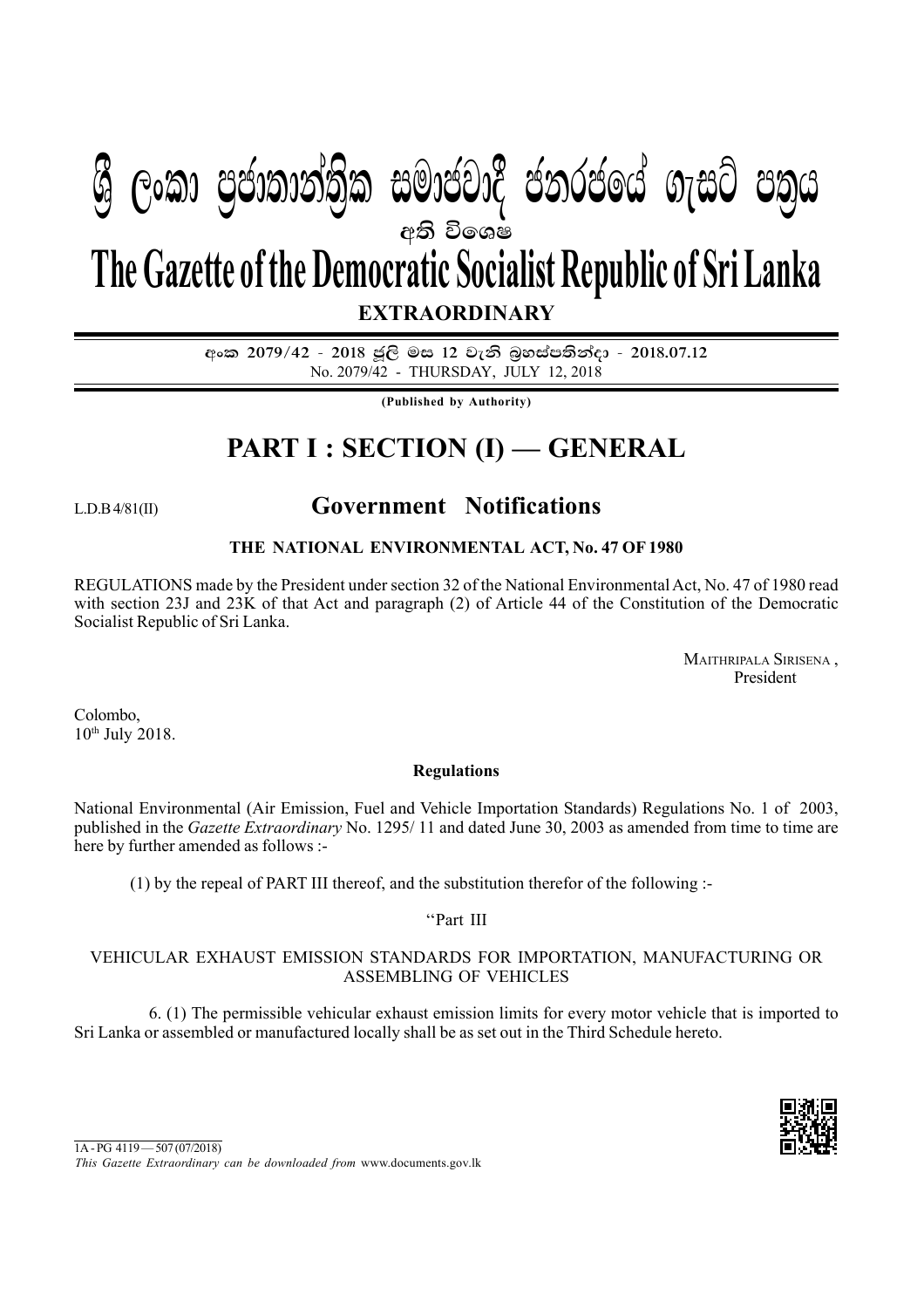# ශ්‍රී ලංකා ප්‍රජාතාන්ත්‍රික සමාජවාදී ජනරජයේ ගැසට් පත්‍රය

අති විශෙෂ

# The Gazette of the Democratic Socialist Republic of Sri Lanka

**EXTRAORDINARY**

**අංක 2079/42 - 2018 ජූලි මස 12 වැනි බ්‍රහස්පතින්දා - 2018.07.12**
No. 2079/42 - THURSDAY, JULY 12, 2018

**(Published by Authority)**

## PART I : SECTION (I) — GENERAL

L.D.B 4/81(II)

## Government Notifications

**THE NATIONAL ENVIRONMENTAL ACT, No. 47 OF 1980**

REGULATIONS made by the President under section 32 of the National Environmental Act, No. 47 of 1980 read with section 23J and 23K of that Act and paragraph (2) of Article 44 of the Constitution of the Democratic Socialist Republic of Sri Lanka.

MAITHRIPALA SIRISENA ,
President

Colombo,
10th July 2018.

**Regulations**

National Environmental (Air Emission, Fuel and Vehicle Importation Standards) Regulations No. 1 of 2003, published in the *Gazette Extraordinary* No. 1295/ 11 and dated June 30, 2003 as amended from time to time are here by further amended as follows :-

(1) by the repeal of PART III thereof, and the substitution therefor of the following :-

"Part III

VEHICULAR EXHAUST EMISSION STANDARDS FOR IMPORTATION, MANUFACTURING OR ASSEMBLING OF VEHICLES

6. (1) The permissible vehicular exhaust emission limits for every motor vehicle that is imported to Sri Lanka or assembled or manufactured locally shall be as set out in the Third Schedule hereto.

1A - PG 4119 — 507 (07/2018)

*This Gazette Extraordinary can be downloaded from* www.documents.gov.lk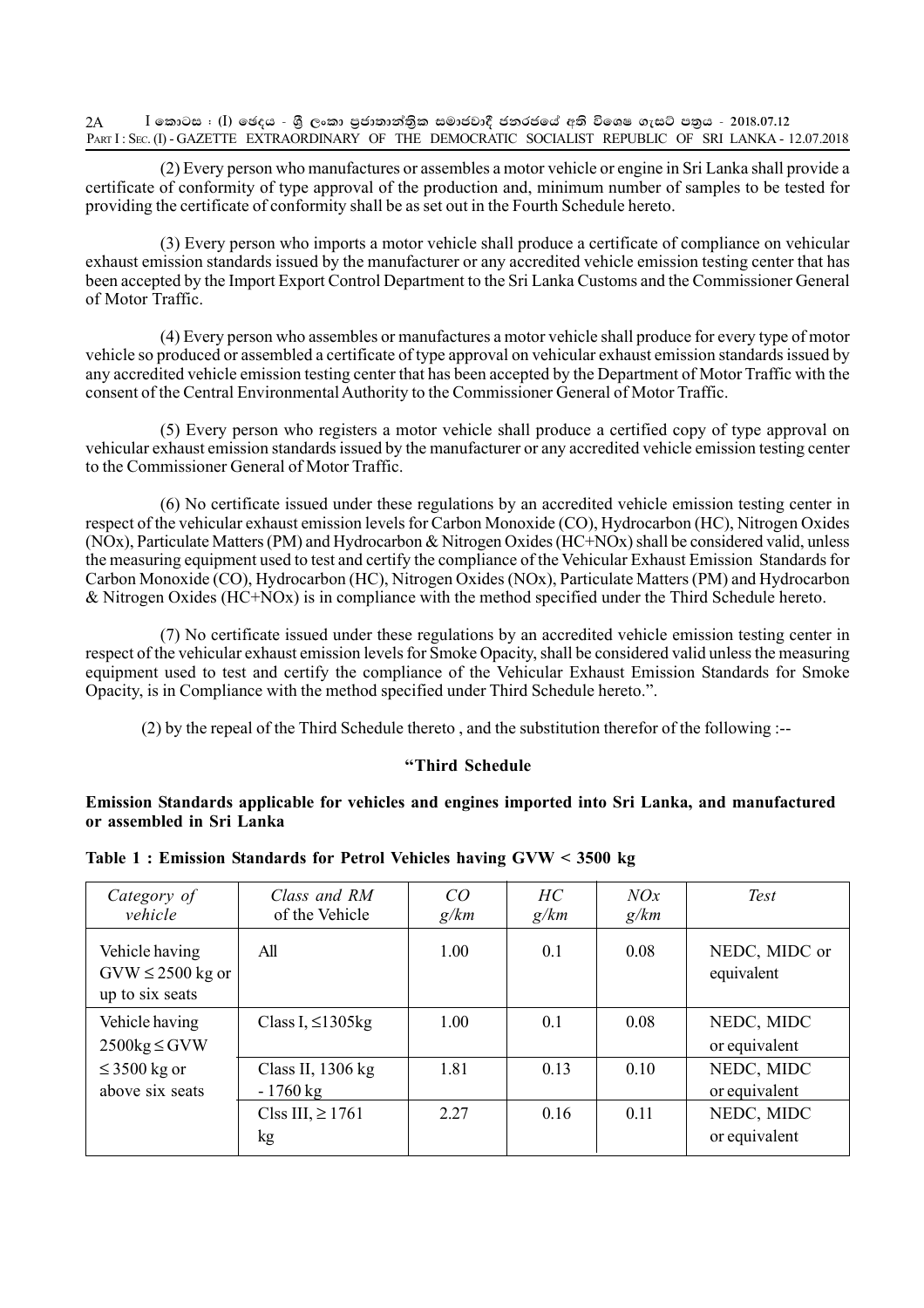(2) Every person who manufactures or assembles a motor vehicle or engine in Sri Lanka shall provide a certificate of conformity of type approval of the production and, minimum number of samples to be tested for providing the certificate of conformity shall be as set out in the Fourth Schedule hereto.

(3) Every person who imports a motor vehicle shall produce a certificate of compliance on vehicular exhaust emission standards issued by the manufacturer or any accredited vehicle emission testing center that has been accepted by the Import Export Control Department to the Sri Lanka Customs and the Commissioner General of Motor Traffic.

(4) Every person who assembles or manufactures a motor vehicle shall produce for every type of motor vehicle so produced or assembled a certificate of type approval on vehicular exhaust emission standards issued by any accredited vehicle emission testing center that has been accepted by the Department of Motor Traffic with the consent of the Central Environmental Authority to the Commissioner General of Motor Traffic.

(5) Every person who registers a motor vehicle shall produce a certified copy of type approval on vehicular exhaust emission standards issued by the manufacturer or any accredited vehicle emission testing center to the Commissioner General of Motor Traffic.

(6) No certificate issued under these regulations by an accredited vehicle emission testing center in respect of the vehicular exhaust emission levels for Carbon Monoxide (CO), Hydrocarbon (HC), Nitrogen Oxides (NOx), Particulate Matters (PM) and Hydrocarbon & Nitrogen Oxides (HC+NOx) shall be considered valid, unless the measuring equipment used to test and certify the compliance of the Vehicular Exhaust Emission Standards for Carbon Monoxide (CO), Hydrocarbon (HC), Nitrogen Oxides (NOx), Particulate Matters (PM) and Hydrocarbon & Nitrogen Oxides (HC+NOx) is in compliance with the method specified under the Third Schedule hereto.

(7) No certificate issued under these regulations by an accredited vehicle emission testing center in respect of the vehicular exhaust emission levels for Smoke Opacity, shall be considered valid unless the measuring equipment used to test and certify the compliance of the Vehicular Exhaust Emission Standards for Smoke Opacity, is in Compliance with the method specified under Third Schedule hereto.".

(2) by the repeal of the Third Schedule thereto , and the substitution therefor of the following :--

**"Third Schedule**

**Emission Standards applicable for vehicles and engines imported into Sri Lanka, and manufactured or assembled in Sri Lanka**

**Table 1 : Emission Standards for Petrol Vehicles having GVW < 3500 kg**

| *Category of vehicle* | *Class and RM of the Vehicle* | *CO g/km* | *HC g/km* | *NOx g/km* | *Test* |
|---|---|---|---|---|---|
| Vehicle having GVW ≤ 2500 kg or up to six seats | All | 1.00 | 0.1 | 0.08 | NEDC, MIDC or equivalent |
| Vehicle having 2500kg ≤ GVW ≤ 3500 kg or above six seats | Class I, ≤1305kg | 1.00 | 0.1 | 0.08 | NEDC, MIDC or equivalent |
| | Class II, 1306 kg - 1760 kg | 1.81 | 0.13 | 0.10 | NEDC, MIDC or equivalent |
| | Clss III, ≥ 1761 kg | 2.27 | 0.16 | 0.11 | NEDC, MIDC or equivalent |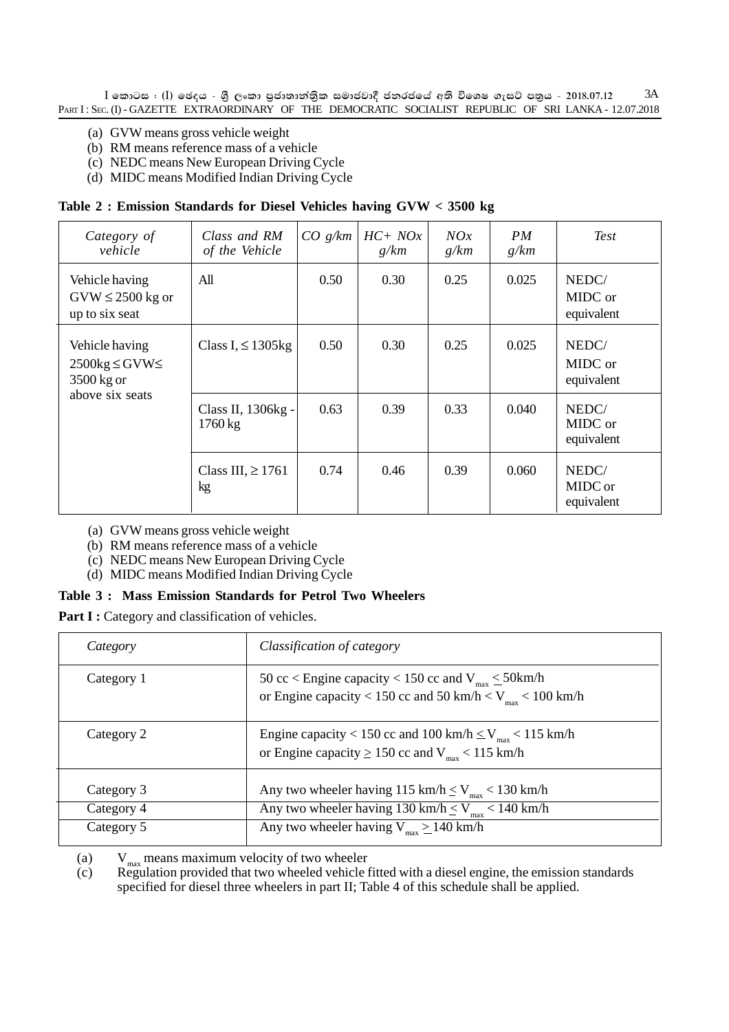(a) GVW means gross vehicle weight
(b) RM means reference mass of a vehicle
(c) NEDC means New European Driving Cycle
(d) MIDC means Modified Indian Driving Cycle

**Table 2 : Emission Standards for Diesel Vehicles having GVW < 3500 kg**

| *Category of vehicle* | *Class and RM of the Vehicle* | *CO g/km* | *HC+ NOx g/km* | *NOx g/km* | *PM g/km* | *Test* |
|---|---|---|---|---|---|---|
| Vehicle having GVW ≤ 2500 kg or up to six seat | All | 0.50 | 0.30 | 0.25 | 0.025 | NEDC/ MIDC or equivalent |
| Vehicle having 2500kg ≤ GVW≤ 3500 kg or above six seats | Class I, ≤ 1305kg | 0.50 | 0.30 | 0.25 | 0.025 | NEDC/ MIDC or equivalent |
| | Class II, 1306kg - 1760 kg | 0.63 | 0.39 | 0.33 | 0.040 | NEDC/ MIDC or equivalent |
| | Class III, ≥ 1761 kg | 0.74 | 0.46 | 0.39 | 0.060 | NEDC/ MIDC or equivalent |

(a) GVW means gross vehicle weight
(b) RM means reference mass of a vehicle
(c) NEDC means New European Driving Cycle
(d) MIDC means Modified Indian Driving Cycle

**Table 3 : Mass Emission Standards for Petrol Two Wheelers**

**Part I :** Category and classification of vehicles.

| *Category* | *Classification of category* |
|---|---|
| Category 1 | 50 cc < Engine capacity < 150 cc and $V_{max} \leq$ 50km/h or Engine capacity < 150 cc and 50 km/h < $V_{max}$ < 100 km/h |
| Category 2 | Engine capacity < 150 cc and 100 km/h ≤ $V_{max}$ < 115 km/h or Engine capacity ≥ 150 cc and $V_{max}$ < 115 km/h |
| Category 3 | Any two wheeler having 115 km/h ≤ $V_{max}$ < 130 km/h |
| Category 4 | Any two wheeler having 130 km/h ≤ $V_{max}$ < 140 km/h |
| Category 5 | Any two wheeler having $V_{max}$ ≥ 140 km/h |

(a) $V_{max}$ means maximum velocity of two wheeler
(c) Regulation provided that two wheeled vehicle fitted with a diesel engine, the emission standards specified for diesel three wheelers in part II; Table 4 of this schedule shall be applied.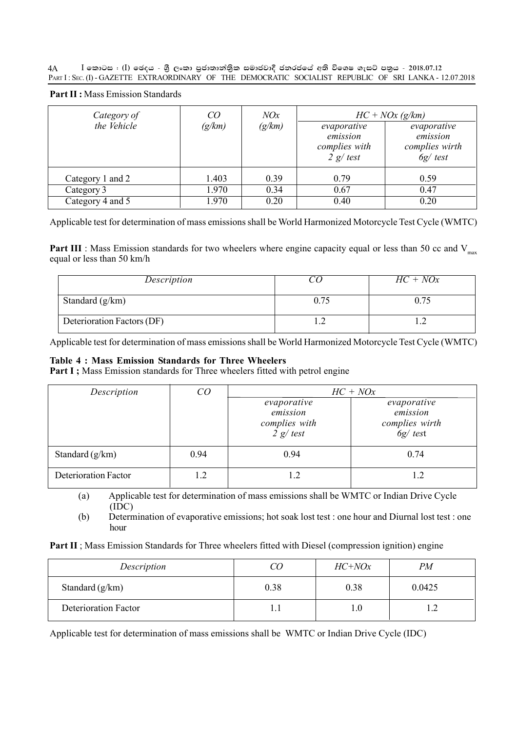**Part II :** Mass Emission Standards

| *Category of the Vehicle* | *CO (g/km)* | *NOx (g/km)* | *HC + NOx (g/km)* | |
|---|---|---|---|---|
| | | | *evaporative emission complies with 2 g/ test* | *evaporative emission complies wirth 6g/ test* |
| Category 1 and 2 | 1.403 | 0.39 | 0.79 | 0.59 |
| Category 3 | 1.970 | 0.34 | 0.67 | 0.47 |
| Category 4 and 5 | 1.970 | 0.20 | 0.40 | 0.20 |

Applicable test for determination of mass emissions shall be World Harmonized Motorcycle Test Cycle (WMTC)

**Part III** : Mass Emission standards for two wheelers where engine capacity equal or less than 50 cc and $V_{max}$ equal or less than 50 km/h

| *Description* | *CO* | *HC + NOx* |
|---|---|---|
| Standard (g/km) | 0.75 | 0.75 |
| Deterioration Factors (DF) | 1.2 | 1.2 |

Applicable test for determination of mass emissions shall be World Harmonized Motorcycle Test Cycle (WMTC)

**Table 4 : Mass Emission Standards for Three Wheelers**

**Part I ;** Mass Emission standards for Three wheelers fitted with petrol engine

| *Description* | *CO* | *HC + NOx* | |
|---|---|---|---|
| | | *evaporative emission complies with 2 g/ test* | *evaporative emission complies wirth 6g/ test* |
| Standard (g/km) | 0.94 | 0.94 | 0.74 |
| Deterioration Factor | 1.2 | 1.2 | 1.2 |

(a) Applicable test for determination of mass emissions shall be WMTC or Indian Drive Cycle (IDC)

(b) Determination of evaporative emissions; hot soak lost test : one hour and Diurnal lost test : one hour

**Part II** ; Mass Emission Standards for Three wheelers fitted with Diesel (compression ignition) engine

| *Description* | *CO* | *HC+NOx* | *PM* |
|---|---|---|---|
| Standard (g/km) | 0.38 | 0.38 | 0.0425 |
| Deterioration Factor | 1.1 | 1.0 | 1.2 |

Applicable test for determination of mass emissions shall be WMTC or Indian Drive Cycle (IDC)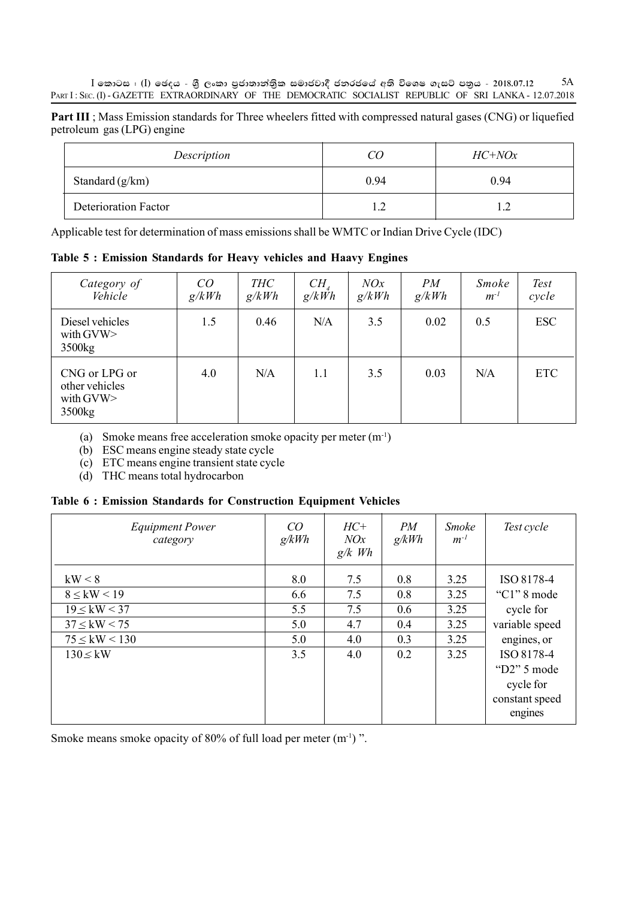**Part III** ; Mass Emission standards for Three wheelers fitted with compressed natural gases (CNG) or liquefied petroleum gas (LPG) engine

| *Description* | *CO* | *HC+NOx* |
| --- | --- | --- |
| Standard (g/km) | 0.94 | 0.94 |
| Deterioration Factor | 1.2 | 1.2 |

Applicable test for determination of mass emissions shall be WMTC or Indian Drive Cycle (IDC)

**Table 5 : Emission Standards for Heavy vehicles and Haavy Engines**

| *Category of Vehicle* | *CO g/kWh* | *THC g/kWh* | *$CH_4$ g/kWh* | *NOx g/kWh* | *PM g/kWh* | *Smoke $m^{-1}$* | *Test cycle* |
| --- | --- | --- | --- | --- | --- | --- | --- |
| Diesel vehicles with GVW> 3500kg | 1.5 | 0.46 | N/A | 3.5 | 0.02 | 0.5 | ESC |
| CNG or LPG or other vehicles with GVW> 3500kg | 4.0 | N/A | 1.1 | 3.5 | 0.03 | N/A | ETC |

(a) Smoke means free acceleration smoke opacity per meter ($m^{-1}$)
(b) ESC means engine steady state cycle
(c) ETC means engine transient state cycle
(d) THC means total hydrocarbon

**Table 6 : Emission Standards for Construction Equipment Vehicles**

| *Equipment Power category* | *CO g/kWh* | *HC+ NOx g/k Wh* | *PM g/kWh* | *Smoke $m^{-1}$* | *Test cycle* |
| --- | --- | --- | --- | --- | --- |
| kW < 8 | 8.0 | 7.5 | 0.8 | 3.25 | ISO 8178-4 "C1" 8 mode cycle for variable speed engines, or ISO 8178-4 "D2" 5 mode cycle for constant speed engines |
| 8 ≤ kW < 19 | 6.6 | 7.5 | 0.8 | 3.25 | |
| 19 ≤ kW < 37 | 5.5 | 7.5 | 0.6 | 3.25 | |
| 37 ≤ kW < 75 | 5.0 | 4.7 | 0.4 | 3.25 | |
| 75 ≤ kW < 130 | 5.0 | 4.0 | 0.3 | 3.25 | |
| 130 ≤ kW | 3.5 | 4.0 | 0.2 | 3.25 | |

Smoke means smoke opacity of 80% of full load per meter ($m^{-1}$) ".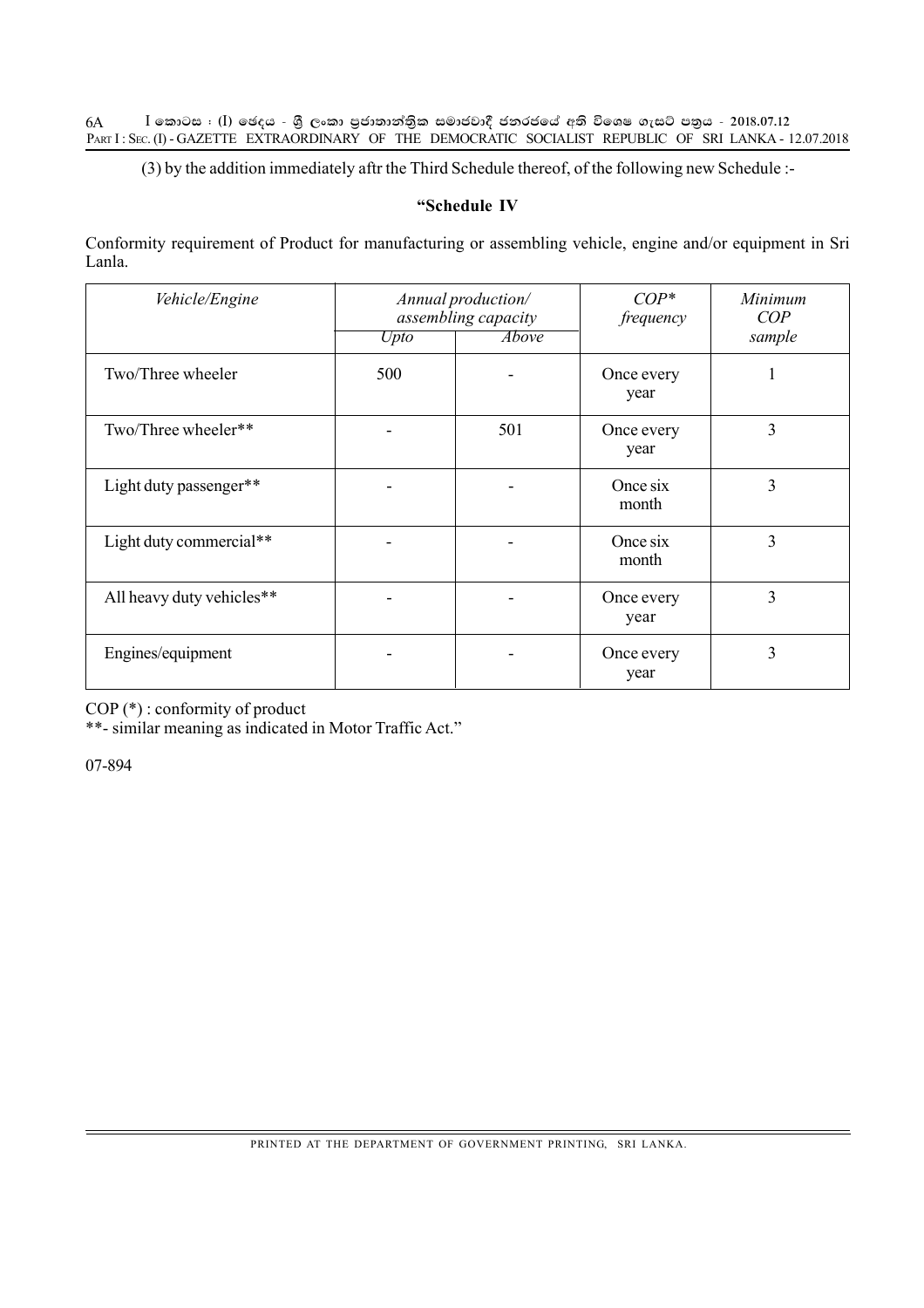(3) by the addition immediately aftr the Third Schedule thereof, of the following new Schedule :-

**"Schedule IV**

Conformity requirement of Product for manufacturing or assembling vehicle, engine and/or equipment in Sri Lanla.

| *Vehicle/Engine* | *Annual production/ assembling capacity* | | *COP\* frequency* | *Minimum COP sample* |
|---|---|---|---|---|
| | *Upto* | *Above* | | |
| Two/Three wheeler | 500 | - | Once every year | 1 |
| Two/Three wheeler** | - | 501 | Once every year | 3 |
| Light duty passenger** | - | - | Once six month | 3 |
| Light duty commercial** | - | - | Once six month | 3 |
| All heavy duty vehicles** | - | - | Once every year | 3 |
| Engines/equipment | - | - | Once every year | 3 |

COP (*) : conformity of product

**- similar meaning as indicated in Motor Traffic Act."

07-894